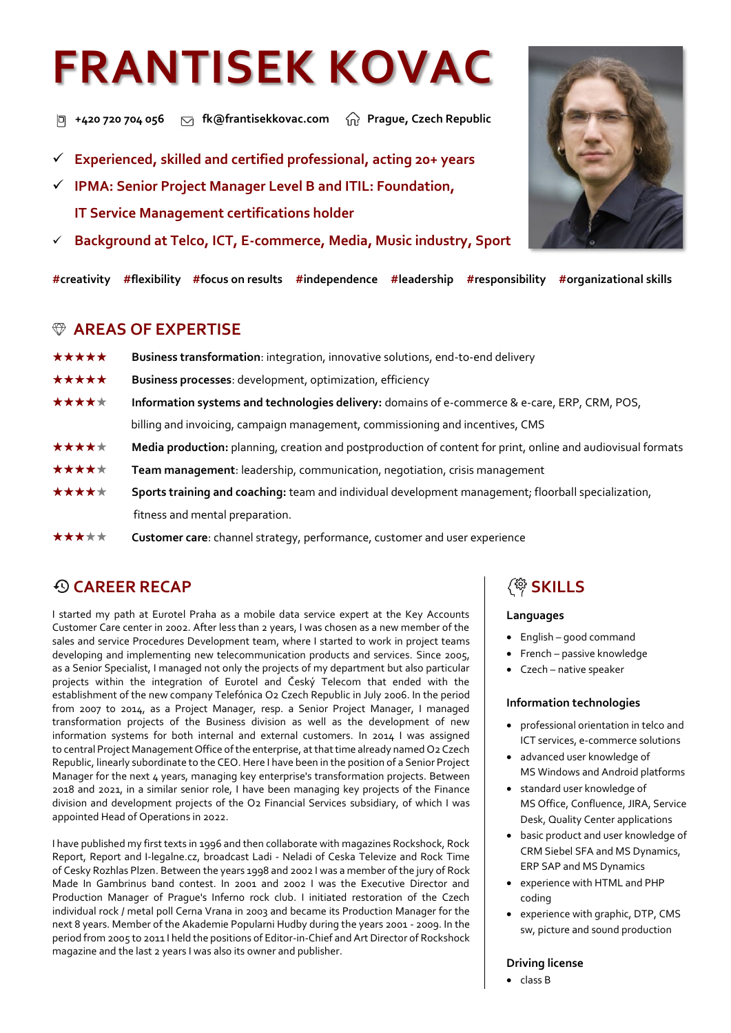# FRANTISEK KOVAC

+420 720 704 056 | fk@frantisekkovac.com | Prague, Czech Republic

- ✓ **Experienced, skilled and certified professional, acting 20+ years**
- ✓ **IPMA: Senior Project Manager Level B and ITIL: Foundation, IT Service Management certifications holder**
- ✓ **Background at Telco, ICT, E-commerce, Media, Music industry, Sport**

**#creativity #flexibility #focus on results #independence #leadership #responsibility #organizational skills**

## AREAS OF EXPERTISE

- ★★★★★ **Business transformation**: integration, innovative solutions, end-to-end delivery
- ★★★★★ **Business processes**: development, optimization, efficiency
- ★★★★☆ **Information systems and technologies delivery:** domains of e-commerce & e-care, ERP, CRM, POS, billing and invoicing, campaign management, commissioning and incentives, CMS
- ★★★★☆ **Media production:** planning, creation and postproduction of content for print, online and audiovisual formats
- ★★★★☆ **Team management**: leadership, communication, negotiation, crisis management
- ★★★★☆ **Sports training and coaching:** team and individual development management; floorball specialization, fitness and mental preparation.
- ★★★☆☆ **Customer care**: channel strategy, performance, customer and user experience

## CAREER RECAP

I started my path at Eurotel Praha as a mobile data service expert at the Key Accounts Customer Care center in 2002. After less than 2 years, I was chosen as a new member of the sales and service Procedures Development team, where I started to work in project teams developing and implementing new telecommunication products and services. Since 2005, as a Senior Specialist, I managed not only the projects of my department but also particular projects within the integration of Eurotel and Český Telecom that ended with the establishment of the new company Telefónica O2 Czech Republic in July 2006. In the period from 2007 to 2014, as a Project Manager, resp. a Senior Project Manager, I managed transformation projects of the Business division as well as the development of new information systems for both internal and external customers. In 2014 I was assigned to central Project Management Office of the enterprise, at that time already named O2 Czech Republic, linearly subordinate to the CEO. Here I have been in the position of a Senior Project Manager for the next 4 years, managing key enterprise's transformation projects. Between 2018 and 2021, in a similar senior role, I have been managing key projects of the Finance division and development projects of the O2 Financial Services subsidiary, of which I was appointed Head of Operations in 2022.

I have published my first texts in 1996 and then collaborate with magazines Rockshock, Rock Report, Report and I-legalne.cz, broadcast Ladi - Neladi of Ceska Televize and Rock Time of Cesky Rozhlas Plzen. Between the years 1998 and 2002 I was a member of the jury of Rock Made In Gambrinus band contest. In 2001 and 2002 I was the Executive Director and Production Manager of Prague's Inferno rock club. I initiated restoration of the Czech individual rock / metal poll Cerna Vrana in 2003 and became its Production Manager for the next 8 years. Member of the Akademie Popularni Hudby during the years 2001 - 2009. In the period from 2005 to 2011 I held the positions of Editor-in-Chief and Art Director of Rockshock magazine and the last 2 years I was also its owner and publisher.

## SKILLS

### Languages

- English – good command
- French – passive knowledge
- Czech – native speaker

### Information technologies

- professional orientation in telco and ICT services, e-commerce solutions
- advanced user knowledge of MS Windows and Android platforms
- standard user knowledge of MS Office, Confluence, JIRA, Service Desk, Quality Center applications
- basic product and user knowledge of CRM Siebel SFA and MS Dynamics, ERP SAP and MS Dynamics
- experience with HTML and PHP coding
- experience with graphic, DTP, CMS sw, picture and sound production

### Driving license

- class B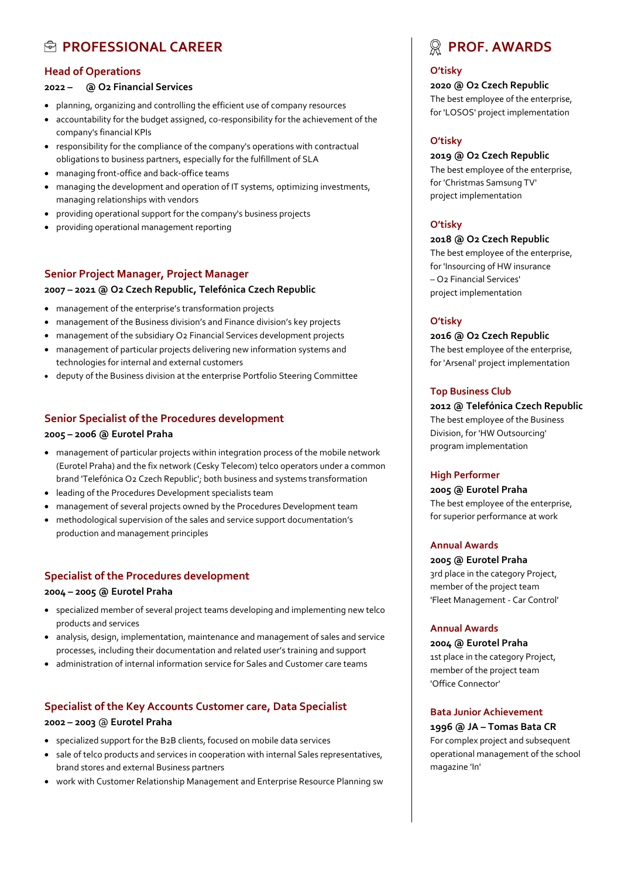## PROFESSIONAL CAREER

### Head of Operations

**2022 – @ O2 Financial Services**

- planning, organizing and controlling the efficient use of company resources
- accountability for the budget assigned, co-responsibility for the achievement of the company's financial KPIs
- responsibility for the compliance of the company's operations with contractual obligations to business partners, especially for the fulfillment of SLA
- managing front-office and back-office teams
- managing the development and operation of IT systems, optimizing investments, managing relationships with vendors
- providing operational support for the company's business projects
- providing operational management reporting

### Senior Project Manager, Project Manager

**2007 – 2021 @ O2 Czech Republic, Telefónica Czech Republic**

- management of the enterprise's transformation projects
- management of the Business division's and Finance division's key projects
- management of the subsidiary O2 Financial Services development projects
- management of particular projects delivering new information systems and technologies for internal and external customers
- deputy of the Business division at the enterprise Portfolio Steering Committee

### Senior Specialist of the Procedures development

**2005 – 2006 @ Eurotel Praha**

- management of particular projects within integration process of the mobile network (Eurotel Praha) and the fix network (Cesky Telecom) telco operators under a common brand 'Telefónica O2 Czech Republic'; both business and systems transformation
- leading of the Procedures Development specialists team
- management of several projects owned by the Procedures Development team
- methodological supervision of the sales and service support documentation's production and management principles

### Specialist of the Procedures development

**2004 – 2005 @ Eurotel Praha**

- specialized member of several project teams developing and implementing new telco products and services
- analysis, design, implementation, maintenance and management of sales and service processes, including their documentation and related user's training and support
- administration of internal information service for Sales and Customer care teams

### Specialist of the Key Accounts Customer care, Data Specialist

**2002 – 2003 @ Eurotel Praha**

- specialized support for the B2B clients, focused on mobile data services
- sale of telco products and services in cooperation with internal Sales representatives, brand stores and external Business partners
- work with Customer Relationship Management and Enterprise Resource Planning sw

## PROF. AWARDS

### O'tisky

**2020 @ O2 Czech Republic**

The best employee of the enterprise, for 'LOSOS' project implementation

### O'tisky

**2019 @ O2 Czech Republic**

The best employee of the enterprise, for 'Christmas Samsung TV' project implementation

### O'tisky

**2018 @ O2 Czech Republic**

The best employee of the enterprise, for 'Insourcing of HW insurance – O2 Financial Services' project implementation

### O'tisky

**2016 @ O2 Czech Republic**

The best employee of the enterprise, for 'Arsenal' project implementation

### Top Business Club

**2012 @ Telefónica Czech Republic**

The best employee of the Business Division, for 'HW Outsourcing' program implementation

### High Performer

**2005 @ Eurotel Praha**

The best employee of the enterprise, for superior performance at work

### Annual Awards

**2005 @ Eurotel Praha**

3rd place in the category Project, member of the project team 'Fleet Management - Car Control'

### Annual Awards

**2004 @ Eurotel Praha**

1st place in the category Project, member of the project team 'Office Connector'

### Bata Junior Achievement

**1996 @ JA – Tomas Bata CR**

For complex project and subsequent operational management of the school magazine 'In'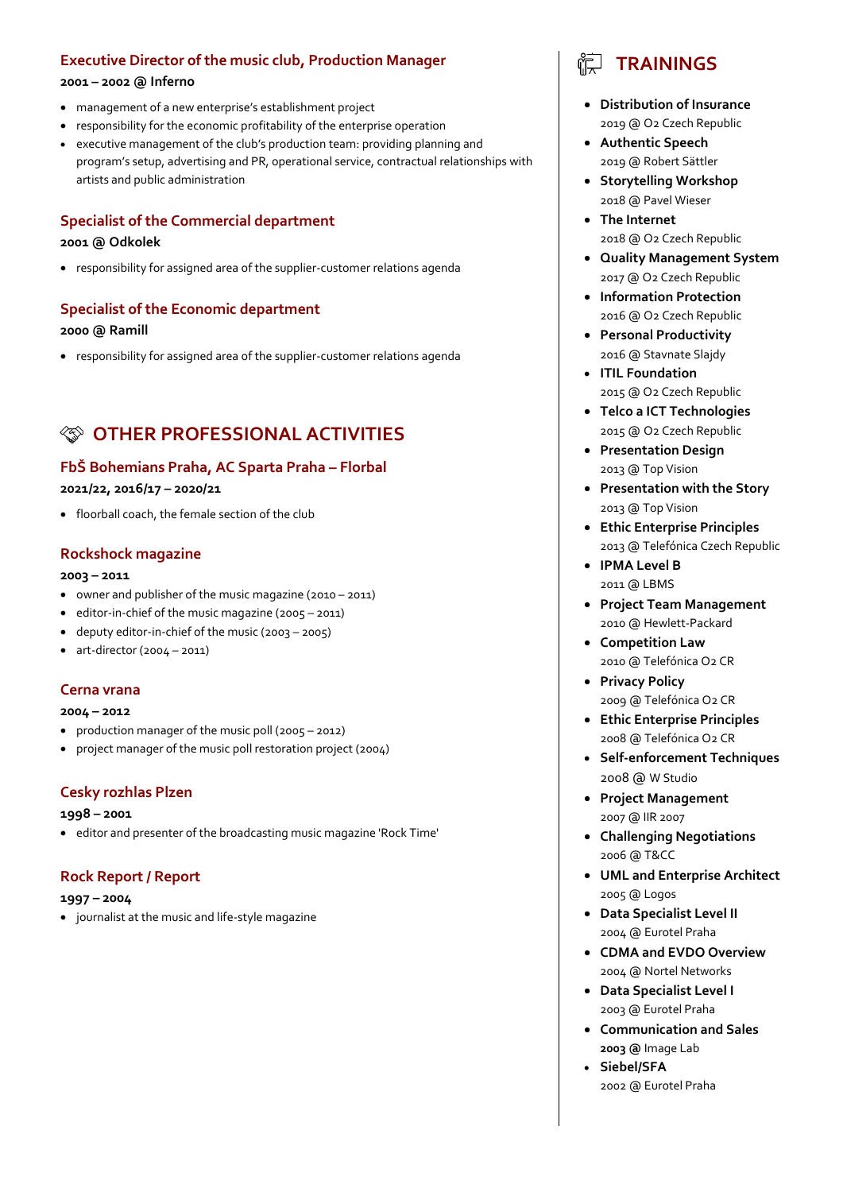### Executive Director of the music club, Production Manager

**2001 – 2002 @ Inferno**

- management of a new enterprise's establishment project
- responsibility for the economic profitability of the enterprise operation
- executive management of the club's production team: providing planning and program's setup, advertising and PR, operational service, contractual relationships with artists and public administration

### Specialist of the Commercial department

**2001 @ Odkolek**

- responsibility for assigned area of the supplier-customer relations agenda

### Specialist of the Economic department

**2000 @ Ramill**

- responsibility for assigned area of the supplier-customer relations agenda

## OTHER PROFESSIONAL ACTIVITIES

### FbŠ Bohemians Praha, AC Sparta Praha – Florbal

**2021/22, 2016/17 – 2020/21**

- floorball coach, the female section of the club

### Rockshock magazine

**2003 – 2011**

- owner and publisher of the music magazine (2010 – 2011)
- editor-in-chief of the music magazine (2005 – 2011)
- deputy editor-in-chief of the music (2003 – 2005)
- art-director (2004 – 2011)

### Cerna vrana

**2004 – 2012**

- production manager of the music poll (2005 – 2012)
- project manager of the music poll restoration project (2004)

### Cesky rozhlas Plzen

**1998 – 2001**

- editor and presenter of the broadcasting music magazine 'Rock Time'

### Rock Report / Report

**1997 – 2004**

- journalist at the music and life-style magazine

## TRAININGS

- **Distribution of Insurance**
  2019 @ O2 Czech Republic
- **Authentic Speech**
  2019 @ Robert Sättler
- **Storytelling Workshop**
  2018 @ Pavel Wieser
- **The Internet**
  2018 @ O2 Czech Republic
- **Quality Management System**
  2017 @ O2 Czech Republic
- **Information Protection**
  2016 @ O2 Czech Republic
- **Personal Productivity**
  2016 @ Stavnate Slajdy
- **ITIL Foundation**
  2015 @ O2 Czech Republic
- **Telco a ICT Technologies**
  2015 @ O2 Czech Republic
- **Presentation Design**
  2013 @ Top Vision
- **Presentation with the Story**
  2013 @ Top Vision
- **Ethic Enterprise Principles**
  2013 @ Telefónica Czech Republic
- **IPMA Level B**
  2011 @ LBMS
- **Project Team Management**
  2010 @ Hewlett-Packard
- **Competition Law**
  2010 @ Telefónica O2 CR
- **Privacy Policy**
  2009 @ Telefónica O2 CR
- **Ethic Enterprise Principles**
  2008 @ Telefónica O2 CR
- **Self-enforcement Techniques**
  2008 @ W Studio
- **Project Management**
  2007 @ IIR 2007
- **Challenging Negotiations**
  2006 @ T&CC
- **UML and Enterprise Architect**
  2005 @ Logos
- **Data Specialist Level II**
  2004 @ Eurotel Praha
- **CDMA and EVDO Overview**
  2004 @ Nortel Networks
- **Data Specialist Level I**
  2003 @ Eurotel Praha
- **Communication and Sales**
  **2003 @** Image Lab
- **Siebel/SFA**
  2002 @ Eurotel Praha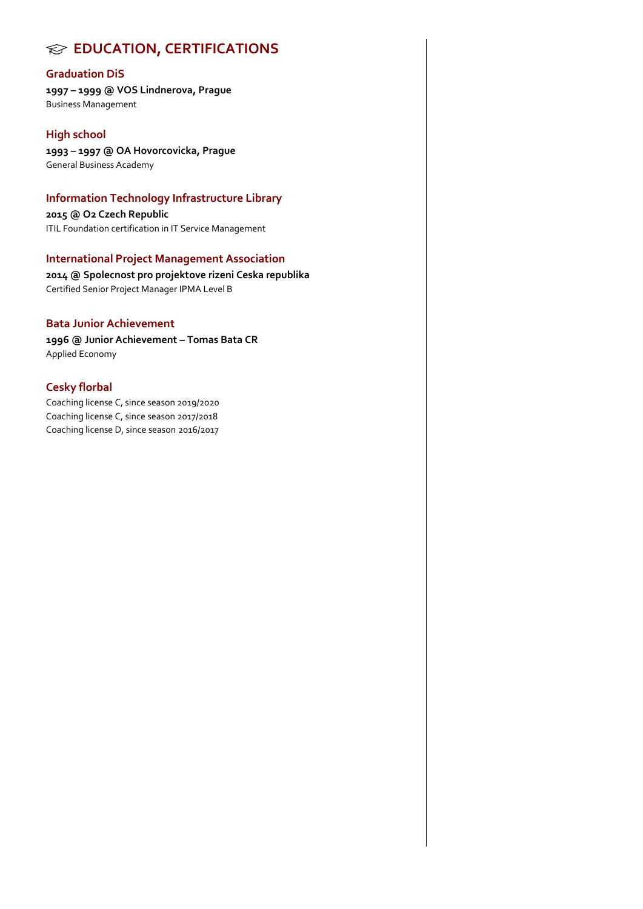# 🎓 EDUCATION, CERTIFICATIONS

### Graduation DiS

**1997 – 1999 @ VOS Lindnerova, Prague**
Business Management

### High school

**1993 – 1997 @ OA Hovorcovicka, Prague**
General Business Academy

### Information Technology Infrastructure Library

**2015 @ O2 Czech Republic**
ITIL Foundation certification in IT Service Management

### International Project Management Association

**2014 @ Spolecnost pro projektove rizeni Ceska republika**
Certified Senior Project Manager IPMA Level B

### Bata Junior Achievement

**1996 @ Junior Achievement – Tomas Bata CR**
Applied Economy

### Cesky florbal

Coaching license C, since season 2019/2020
Coaching license C, since season 2017/2018
Coaching license D, since season 2016/2017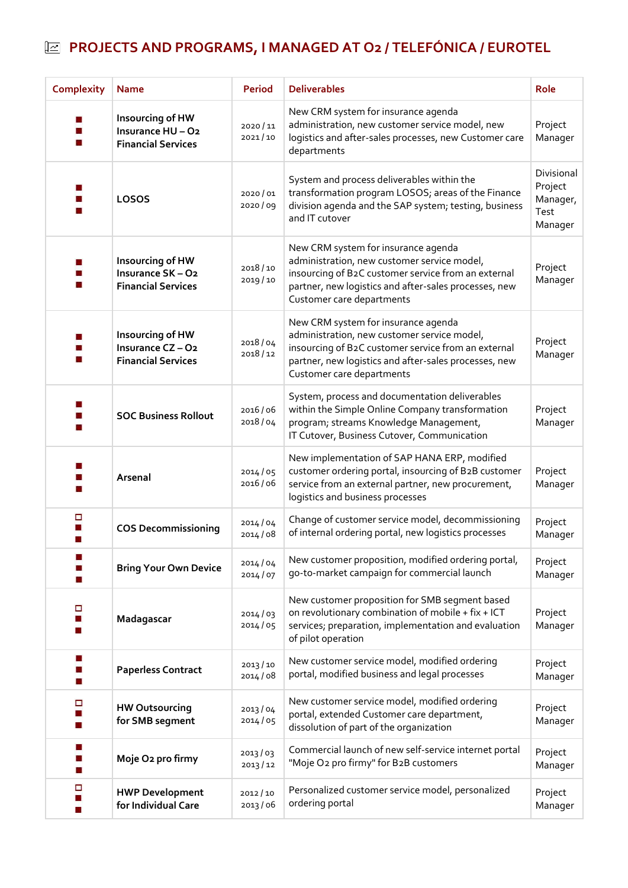## PROJECTS AND PROGRAMS, I MANAGED AT O2 / TELEFÓNICA / EUROTEL

| Complexity | Name | Period | Deliverables | Role |
|---|---|---|---|---|
| ■ ■ ■ | **Insourcing of HW Insurance HU – O2 Financial Services** | 2020 / 11 2021 / 10 | New CRM system for insurance agenda administration, new customer service model, new logistics and after-sales processes, new Customer care departments | Project Manager |
| ■ ■ ■ | **LOSOS** | 2020 / 01 2020 / 09 | System and process deliverables within the transformation program LOSOS; areas of the Finance division agenda and the SAP system; testing, business and IT cutover | Divisional Project Manager, Test Manager |
| ■ ■ ■ | **Insourcing of HW Insurance SK – O2 Financial Services** | 2018 / 10 2019 / 10 | New CRM system for insurance agenda administration, new customer service model, insourcing of B2C customer service from an external partner, new logistics and after-sales processes, new Customer care departments | Project Manager |
| ■ ■ ■ | **Insourcing of HW Insurance CZ – O2 Financial Services** | 2018 / 04 2018 / 12 | New CRM system for insurance agenda administration, new customer service model, insourcing of B2C customer service from an external partner, new logistics and after-sales processes, new Customer care departments | Project Manager |
| ■ ■ ■ | **SOC Business Rollout** | 2016 / 06 2018 / 04 | System, process and documentation deliverables within the Simple Online Company transformation program; streams Knowledge Management, IT Cutover, Business Cutover, Communication | Project Manager |
| ■ ■ ■ | **Arsenal** | 2014 / 05 2016 / 06 | New implementation of SAP HANA ERP, modified customer ordering portal, insourcing of B2B customer service from an external partner, new procurement, logistics and business processes | Project Manager |
| □ ■ ■ | **COS Decommissioning** | 2014 / 04 2014 / 08 | Change of customer service model, decommissioning of internal ordering portal, new logistics processes | Project Manager |
| ■ ■ ■ | **Bring Your Own Device** | 2014 / 04 2014 / 07 | New customer proposition, modified ordering portal, go-to-market campaign for commercial launch | Project Manager |
| □ ■ ■ | **Madagascar** | 2014 / 03 2014 / 05 | New customer proposition for SMB segment based on revolutionary combination of mobile + fix + ICT services; preparation, implementation and evaluation of pilot operation | Project Manager |
| ■ ■ ■ | **Paperless Contract** | 2013 / 10 2014 / 08 | New customer service model, modified ordering portal, modified business and legal processes | Project Manager |
| □ ■ ■ | **HW Outsourcing for SMB segment** | 2013 / 04 2014 / 05 | New customer service model, modified ordering portal, extended Customer care department, dissolution of part of the organization | Project Manager |
| ■ ■ ■ | **Moje O2 pro firmy** | 2013 / 03 2013 / 12 | Commercial launch of new self-service internet portal "Moje O2 pro firmy" for B2B customers | Project Manager |
| □ ■ ■ | **HWP Development for Individual Care** | 2012 / 10 2013 / 06 | Personalized customer service model, personalized ordering portal | Project Manager |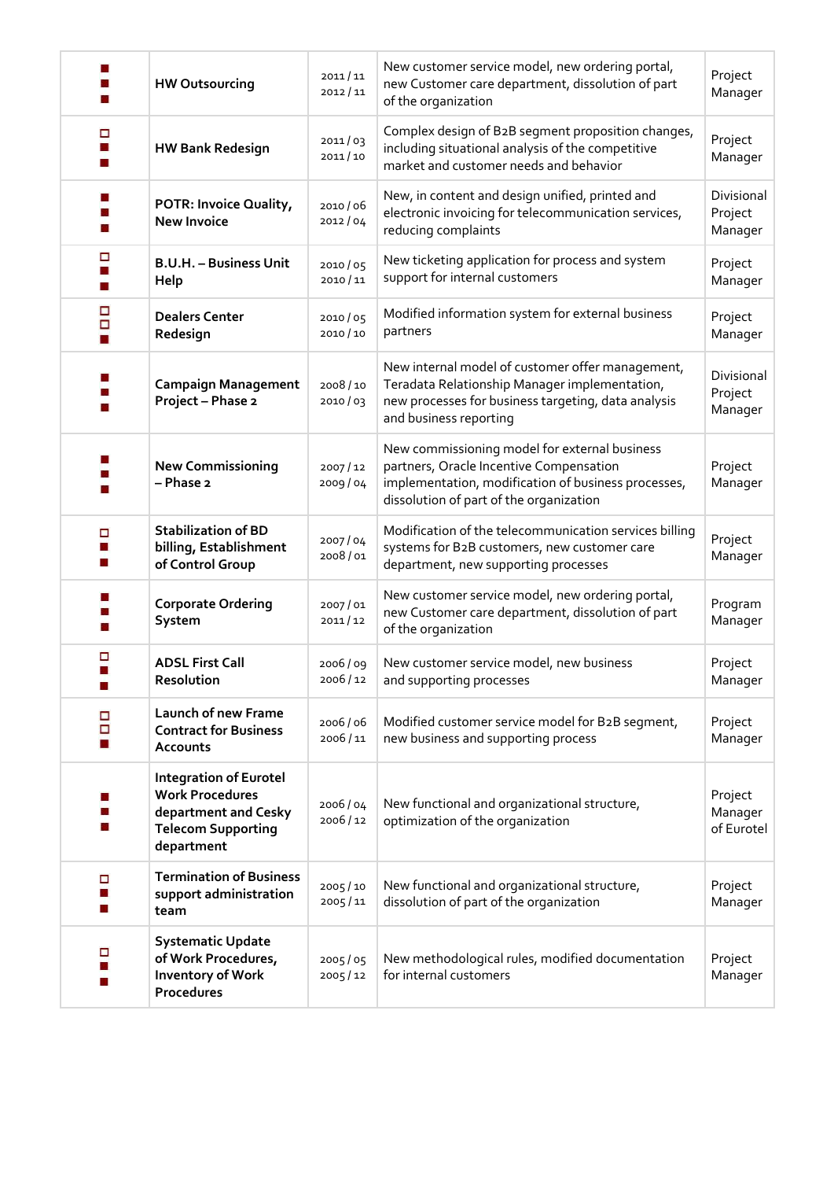| | | | | |
|---|---|---|---|---|
| ■ ■ ■ | **HW Outsourcing** | 2011 / 11 2012 / 11 | New customer service model, new ordering portal, new Customer care department, dissolution of part of the organization | Project Manager |
| □ ■ ■ | **HW Bank Redesign** | 2011 / 03 2011 / 10 | Complex design of B2B segment proposition changes, including situational analysis of the competitive market and customer needs and behavior | Project Manager |
| ■ ■ ■ | **POTR: Invoice Quality, New Invoice** | 2010 / 06 2012 / 04 | New, in content and design unified, printed and electronic invoicing for telecommunication services, reducing complaints | Divisional Project Manager |
| □ ■ ■ | **B.U.H. – Business Unit Help** | 2010 / 05 2010 / 11 | New ticketing application for process and system support for internal customers | Project Manager |
| □ □ ■ | **Dealers Center Redesign** | 2010 / 05 2010 / 10 | Modified information system for external business partners | Project Manager |
| ■ ■ ■ | **Campaign Management Project – Phase 2** | 2008 / 10 2010 / 03 | New internal model of customer offer management, Teradata Relationship Manager implementation, new processes for business targeting, data analysis and business reporting | Divisional Project Manager |
| ■ ■ ■ | **New Commissioning – Phase 2** | 2007 / 12 2009 / 04 | New commissioning model for external business partners, Oracle Incentive Compensation implementation, modification of business processes, dissolution of part of the organization | Project Manager |
| □ ■ ■ | **Stabilization of BD billing, Establishment of Control Group** | 2007 / 04 2008 / 01 | Modification of the telecommunication services billing systems for B2B customers, new customer care department, new supporting processes | Project Manager |
| ■ ■ ■ | **Corporate Ordering System** | 2007 / 01 2011 / 12 | New customer service model, new ordering portal, new Customer care department, dissolution of part of the organization | Program Manager |
| □ ■ ■ | **ADSL First Call Resolution** | 2006 / 09 2006 / 12 | New customer service model, new business and supporting processes | Project Manager |
| □ □ ■ | **Launch of new Frame Contract for Business Accounts** | 2006 / 06 2006 / 11 | Modified customer service model for B2B segment, new business and supporting process | Project Manager |
| ■ ■ ■ | **Integration of Eurotel Work Procedures department and Cesky Telecom Supporting department** | 2006 / 04 2006 / 12 | New functional and organizational structure, optimization of the organization | Project Manager of Eurotel |
| □ ■ ■ | **Termination of Business support administration team** | 2005 / 10 2005 / 11 | New functional and organizational structure, dissolution of part of the organization | Project Manager |
| □ ■ ■ | **Systematic Update of Work Procedures, Inventory of Work Procedures** | 2005 / 05 2005 / 12 | New methodological rules, modified documentation for internal customers | Project Manager |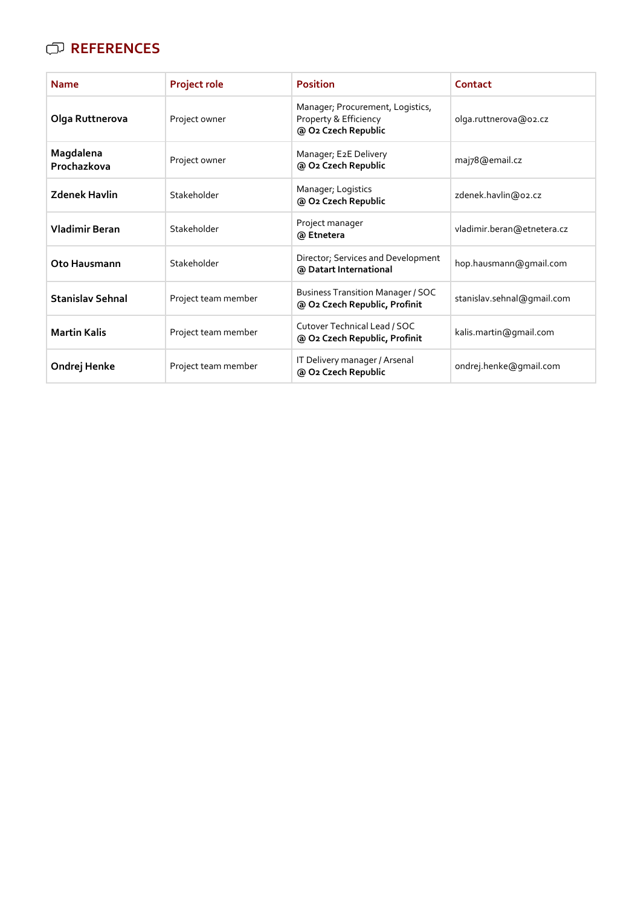## REFERENCES

| Name | Project role | Position | Contact |
|---|---|---|---|
| **Olga Ruttnerova** | Project owner | Manager; Procurement, Logistics, Property & Efficiency **@ O2 Czech Republic** | olga.ruttnerova@o2.cz |
| **Magdalena Prochazkova** | Project owner | Manager; E2E Delivery **@ O2 Czech Republic** | maj78@email.cz |
| **Zdenek Havlin** | Stakeholder | Manager; Logistics **@ O2 Czech Republic** | zdenek.havlin@o2.cz |
| **Vladimir Beran** | Stakeholder | Project manager **@ Etnetera** | vladimir.beran@etnetera.cz |
| **Oto Hausmann** | Stakeholder | Director; Services and Development **@ Datart International** | hop.hausmann@gmail.com |
| **Stanislav Sehnal** | Project team member | Business Transition Manager / SOC **@ O2 Czech Republic, Profinit** | stanislav.sehnal@gmail.com |
| **Martin Kalis** | Project team member | Cutover Technical Lead / SOC **@ O2 Czech Republic, Profinit** | kalis.martin@gmail.com |
| **Ondrej Henke** | Project team member | IT Delivery manager / Arsenal **@ O2 Czech Republic** | ondrej.henke@gmail.com |